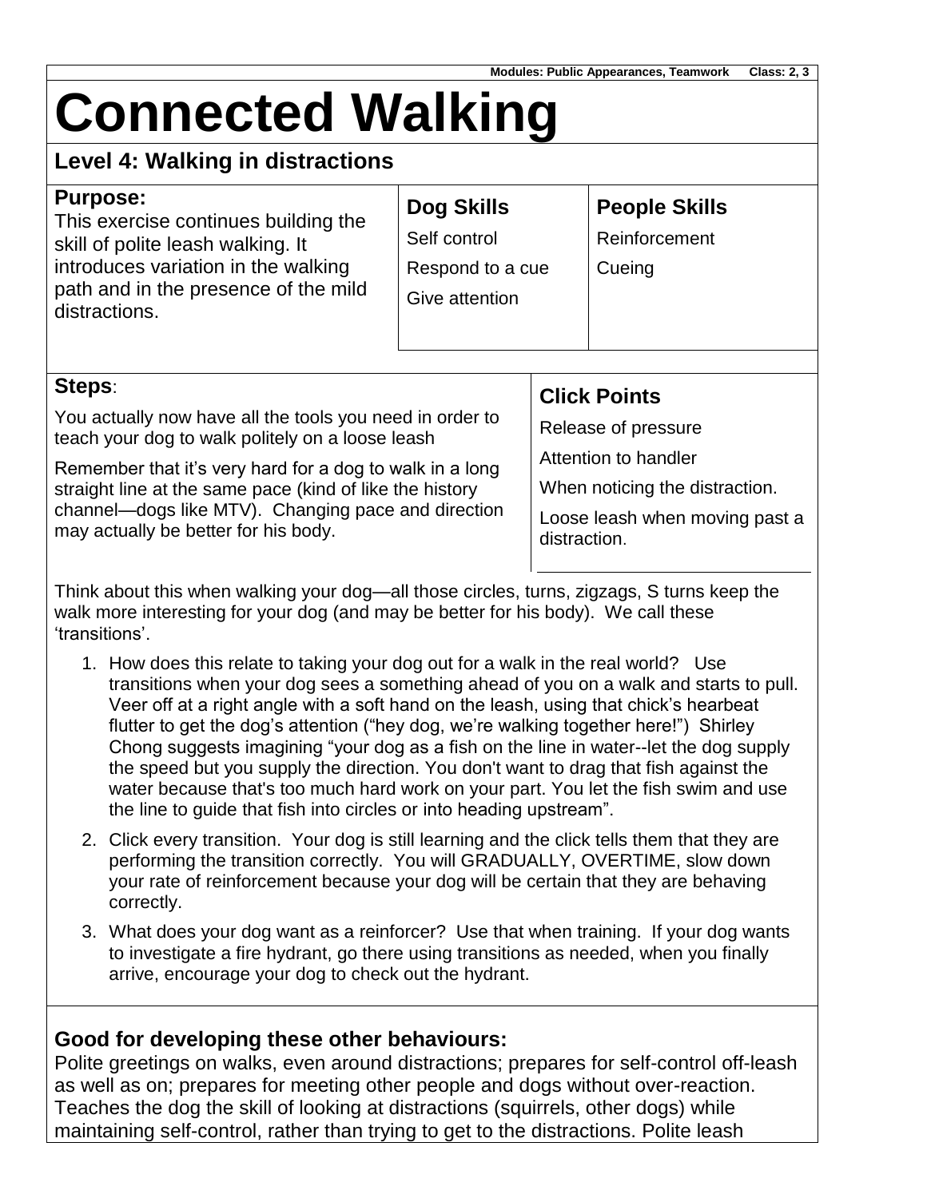Modules: Public Appearances, Teamwork     Class: 2, 3

# Connected Walking

## Level 4: Walking in distractions

**Purpose:**
This exercise continues building the skill of polite leash walking. It introduces variation in the walking path and in the presence of the mild distractions.

| Dog Skills | People Skills |
| --- | --- |
| Self control | Reinforcement |
| Respond to a cue | Cueing |
| Give attention | |

**Steps**:

You actually now have all the tools you need in order to teach your dog to walk politely on a loose leash

Remember that it's very hard for a dog to walk in a long straight line at the same pace (kind of like the history channel—dogs like MTV). Changing pace and direction may actually be better for his body.

### Click Points

Release of pressure

Attention to handler

When noticing the distraction.

Loose leash when moving past a distraction.

Think about this when walking your dog—all those circles, turns, zigzags, S turns keep the walk more interesting for your dog (and may be better for his body). We call these 'transitions'.

1. How does this relate to taking your dog out for a walk in the real world? Use transitions when your dog sees a something ahead of you on a walk and starts to pull. Veer off at a right angle with a soft hand on the leash, using that chick's hearbeat flutter to get the dog's attention ("hey dog, we're walking together here!") Shirley Chong suggests imagining "your dog as a fish on the line in water--let the dog supply the speed but you supply the direction. You don't want to drag that fish against the water because that's too much hard work on your part. You let the fish swim and use the line to guide that fish into circles or into heading upstream".
2. Click every transition. Your dog is still learning and the click tells them that they are performing the transition correctly. You will GRADUALLY, OVERTIME, slow down your rate of reinforcement because your dog will be certain that they are behaving correctly.
3. What does your dog want as a reinforcer? Use that when training. If your dog wants to investigate a fire hydrant, go there using transitions as needed, when you finally arrive, encourage your dog to check out the hydrant.

### Good for developing these other behaviours:

Polite greetings on walks, even around distractions; prepares for self-control off-leash as well as on; prepares for meeting other people and dogs without over-reaction. Teaches the dog the skill of looking at distractions (squirrels, other dogs) while maintaining self-control, rather than trying to get to the distractions. Polite leash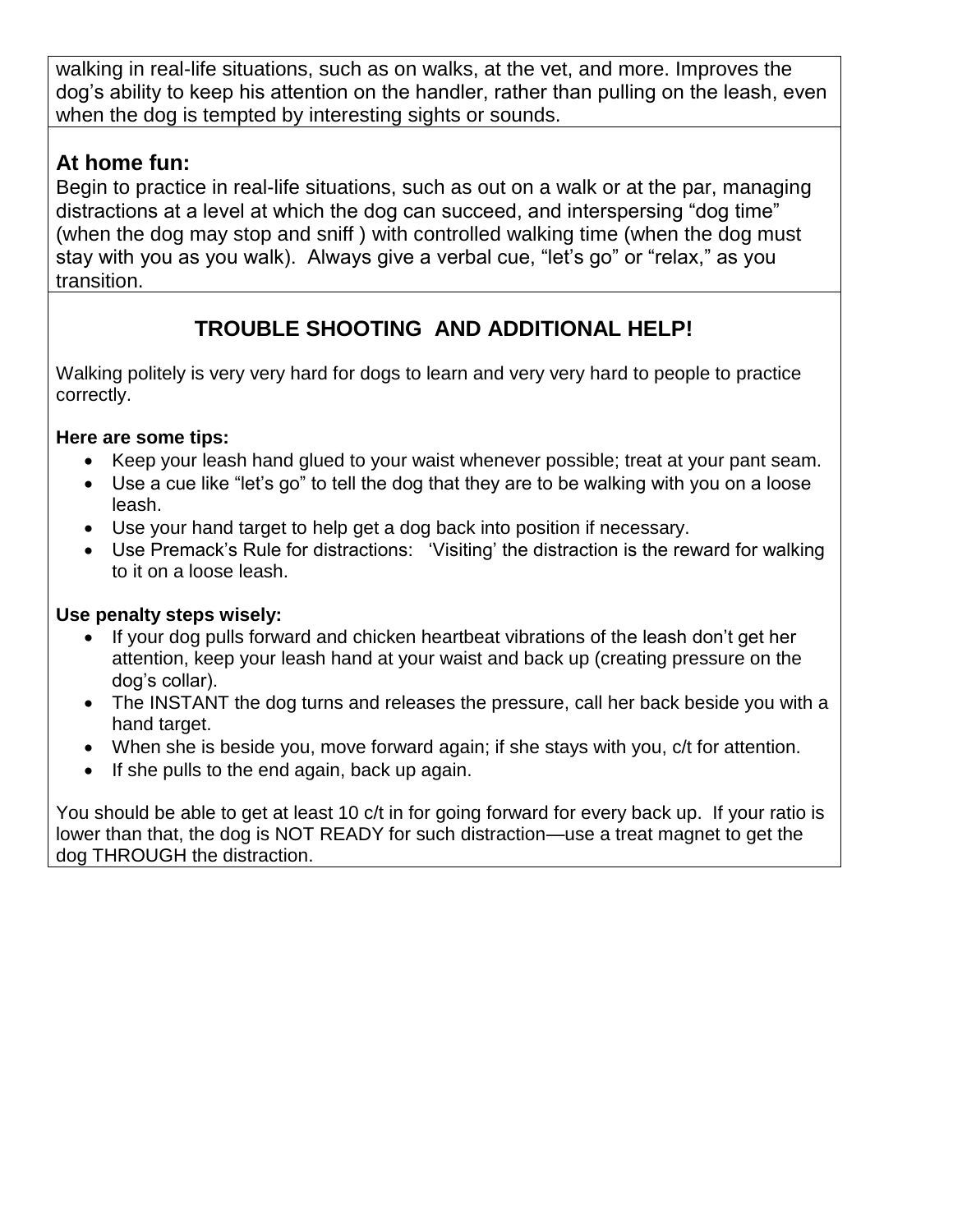walking in real-life situations, such as on walks, at the vet, and more. Improves the dog's ability to keep his attention on the handler, rather than pulling on the leash, even when the dog is tempted by interesting sights or sounds.

### At home fun:

Begin to practice in real-life situations, such as out on a walk or at the par, managing distractions at a level at which the dog can succeed, and interspersing "dog time" (when the dog may stop and sniff ) with controlled walking time (when the dog must stay with you as you walk). Always give a verbal cue, "let's go" or "relax," as you transition.

## TROUBLE SHOOTING AND ADDITIONAL HELP!

Walking politely is very very hard for dogs to learn and very very hard to people to practice correctly.

**Here are some tips:**

- Keep your leash hand glued to your waist whenever possible; treat at your pant seam.
- Use a cue like "let's go" to tell the dog that they are to be walking with you on a loose leash.
- Use your hand target to help get a dog back into position if necessary.
- Use Premack's Rule for distractions: 'Visiting' the distraction is the reward for walking to it on a loose leash.

**Use penalty steps wisely:**

- If your dog pulls forward and chicken heartbeat vibrations of the leash don't get her attention, keep your leash hand at your waist and back up (creating pressure on the dog's collar).
- The INSTANT the dog turns and releases the pressure, call her back beside you with a hand target.
- When she is beside you, move forward again; if she stays with you, c/t for attention.
- If she pulls to the end again, back up again.

You should be able to get at least 10 c/t in for going forward for every back up. If your ratio is lower than that, the dog is NOT READY for such distraction—use a treat magnet to get the dog THROUGH the distraction.